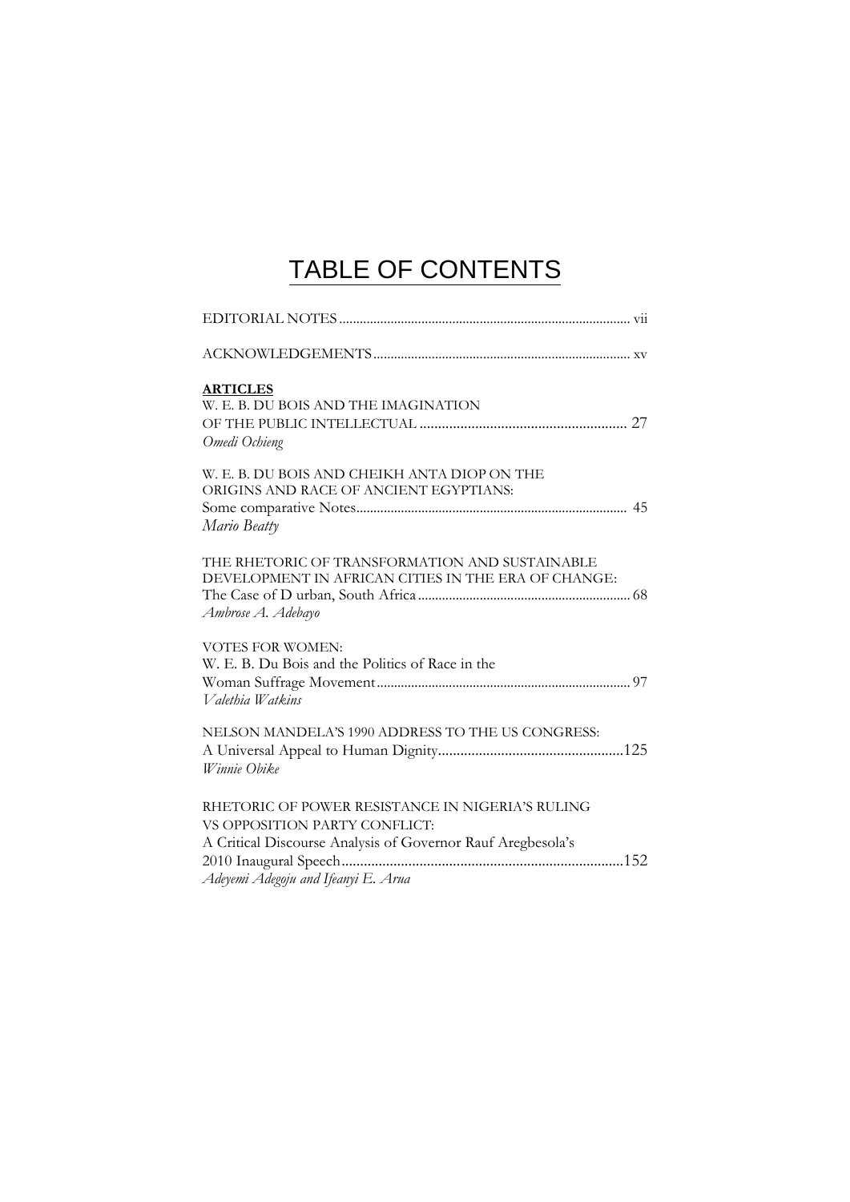# TABLE OF CONTENTS

EDITORIAL NOTES .................................................................................... vii

ACKNOWLEDGEMENTS ......................................................................... xv

**ARTICLES**

W. E. B. DU BOIS AND THE IMAGINATION OF THE PUBLIC INTELLECTUAL ........................................................ 27
*Omedi Ochieng*

W. E. B. DU BOIS AND CHEIKH ANTA DIOP ON THE ORIGINS AND RACE OF ANCIENT EGYPTIANS: Some comparative Notes.............................................................................. 45
*Mario Beatty*

THE RHETORIC OF TRANSFORMATION AND SUSTAINABLE DEVELOPMENT IN AFRICAN CITIES IN THE ERA OF CHANGE: The Case of D urban, South Africa ............................................................. 68
*Ambrose A. Adebayo*

VOTES FOR WOMEN: W. E. B. Du Bois and the Politics of Race in the Woman Suffrage Movement......................................................................... 97
*Valethia Watkins*

NELSON MANDELA'S 1990 ADDRESS TO THE US CONGRESS: A Universal Appeal to Human Dignity..................................................125
*Winnie Obike*

RHETORIC OF POWER RESISTANCE IN NIGERIA'S RULING VS OPPOSITION PARTY CONFLICT: A Critical Discourse Analysis of Governor Rauf Aregbesola's 2010 Inaugural Speech............................................................................152
*Adeyemi Adegoju and Ifeanyi E. Arua*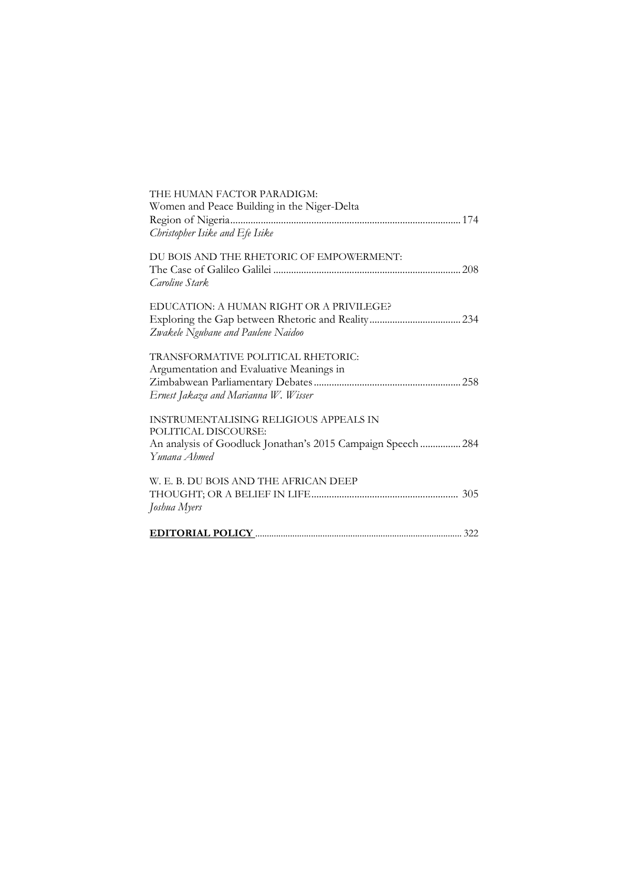THE HUMAN FACTOR PARADIGM:
Women and Peace Building in the Niger-Delta
Region of Nigeria.......................................................................................... 174
*Christopher Isike and Efe Isike*

DU BOIS AND THE RHETORIC OF EMPOWERMENT:
The Case of Galileo Galilei ......................................................................... 208
*Caroline Stark*

EDUCATION: A HUMAN RIGHT OR A PRIVILEGE?
Exploring the Gap between Rhetoric and Reality.................................... 234
*Zwakele Ngubane and Paulene Naidoo*

TRANSFORMATIVE POLITICAL RHETORIC:
Argumentation and Evaluative Meanings in
Zimbabwean Parliamentary Debates......................................................... 258
*Ernest Jakaza and Marianna W. Wisser*

INSTRUMENTALISING RELIGIOUS APPEALS IN
POLITICAL DISCOURSE:
An analysis of Goodluck Jonathan's 2015 Campaign Speech ................ 284
*Yunana Ahmed*

W. E. B. DU BOIS AND THE AFRICAN DEEP
THOUGHT; OR A BELIEF IN LIFE......................................................... 305
*Joshua Myers*

**EDITORIAL POLICY** ........................................................................................ 322